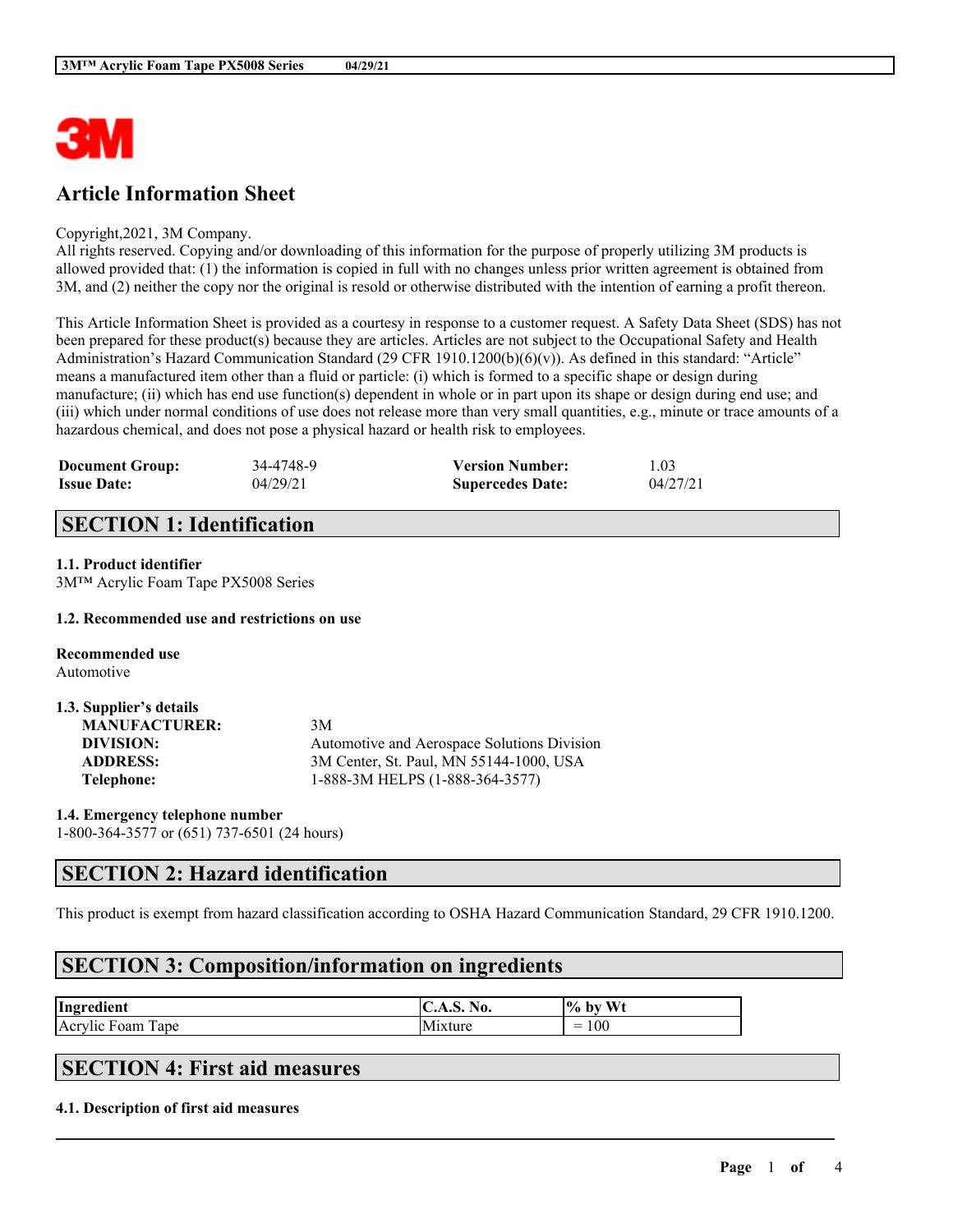# Article Information Sheet

Copyright,2021, 3M Company.
All rights reserved. Copying and/or downloading of this information for the purpose of properly utilizing 3M products is allowed provided that: (1) the information is copied in full with no changes unless prior written agreement is obtained from 3M, and (2) neither the copy nor the original is resold or otherwise distributed with the intention of earning a profit thereon.

This Article Information Sheet is provided as a courtesy in response to a customer request. A Safety Data Sheet (SDS) has not been prepared for these product(s) because they are articles. Articles are not subject to the Occupational Safety and Health Administration's Hazard Communication Standard (29 CFR 1910.1200(b)(6)(v)). As defined in this standard: "Article" means a manufactured item other than a fluid or particle: (i) which is formed to a specific shape or design during manufacture; (ii) which has end use function(s) dependent in whole or in part upon its shape or design during end use; and (iii) which under normal conditions of use does not release more than very small quantities, e.g., minute or trace amounts of a hazardous chemical, and does not pose a physical hazard or health risk to employees.

| | | | |
|---|---|---|---|
| **Document Group:** | 34-4748-9 | **Version Number:** | 1.03 |
| **Issue Date:** | 04/29/21 | **Supercedes Date:** | 04/27/21 |

## SECTION 1: Identification

### 1.1. Product identifier

3M™ Acrylic Foam Tape PX5008 Series

### 1.2. Recommended use and restrictions on use

**Recommended use**

Automotive

### 1.3. Supplier's details

| | |
|---|---|
| **MANUFACTURER:** | 3M |
| **DIVISION:** | Automotive and Aerospace Solutions Division |
| **ADDRESS:** | 3M Center, St. Paul, MN 55144-1000, USA |
| **Telephone:** | 1-888-3M HELPS (1-888-364-3577) |

### 1.4. Emergency telephone number

1-800-364-3577 or (651) 737-6501 (24 hours)

## SECTION 2: Hazard identification

This product is exempt from hazard classification according to OSHA Hazard Communication Standard, 29 CFR 1910.1200.

## SECTION 3: Composition/information on ingredients

| Ingredient | C.A.S. No. | % by Wt |
|---|---|---|
| Acrylic Foam Tape | Mixture | = 100 |

## SECTION 4: First aid measures

### 4.1. Description of first aid measures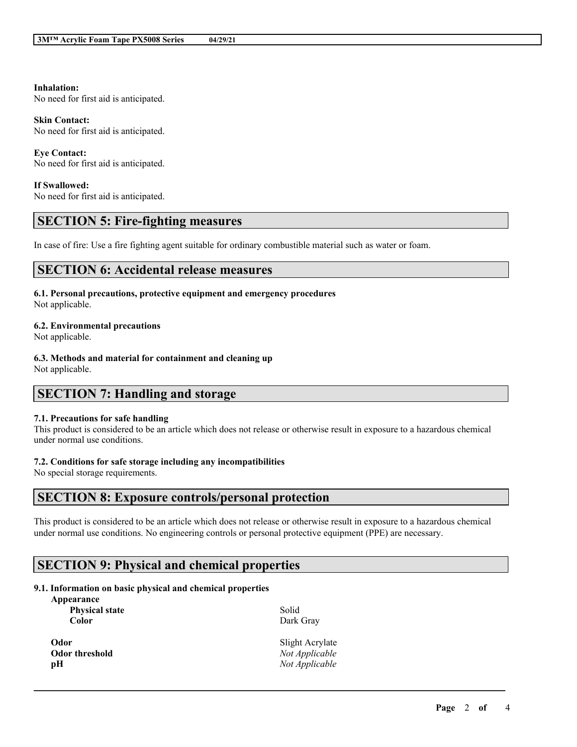**Inhalation:**
No need for first aid is anticipated.

**Skin Contact:**
No need for first aid is anticipated.

**Eye Contact:**
No need for first aid is anticipated.

**If Swallowed:**
No need for first aid is anticipated.

## SECTION 5: Fire-fighting measures

In case of fire: Use a fire fighting agent suitable for ordinary combustible material such as water or foam.

## SECTION 6: Accidental release measures

**6.1. Personal precautions, protective equipment and emergency procedures**
Not applicable.

**6.2. Environmental precautions**
Not applicable.

**6.3. Methods and material for containment and cleaning up**
Not applicable.

## SECTION 7: Handling and storage

**7.1. Precautions for safe handling**
This product is considered to be an article which does not release or otherwise result in exposure to a hazardous chemical under normal use conditions.

**7.2. Conditions for safe storage including any incompatibilities**
No special storage requirements.

## SECTION 8: Exposure controls/personal protection

This product is considered to be an article which does not release or otherwise result in exposure to a hazardous chemical under normal use conditions. No engineering controls or personal protective equipment (PPE) are necessary.

## SECTION 9: Physical and chemical properties

**9.1. Information on basic physical and chemical properties**

| Property | Value |
|---|---|
| **Appearance** | |
| **Physical state** | Solid |
| **Color** | Dark Gray |
| **Odor** | Slight Acrylate |
| **Odor threshold** | *Not Applicable* |
| **pH** | *Not Applicable* |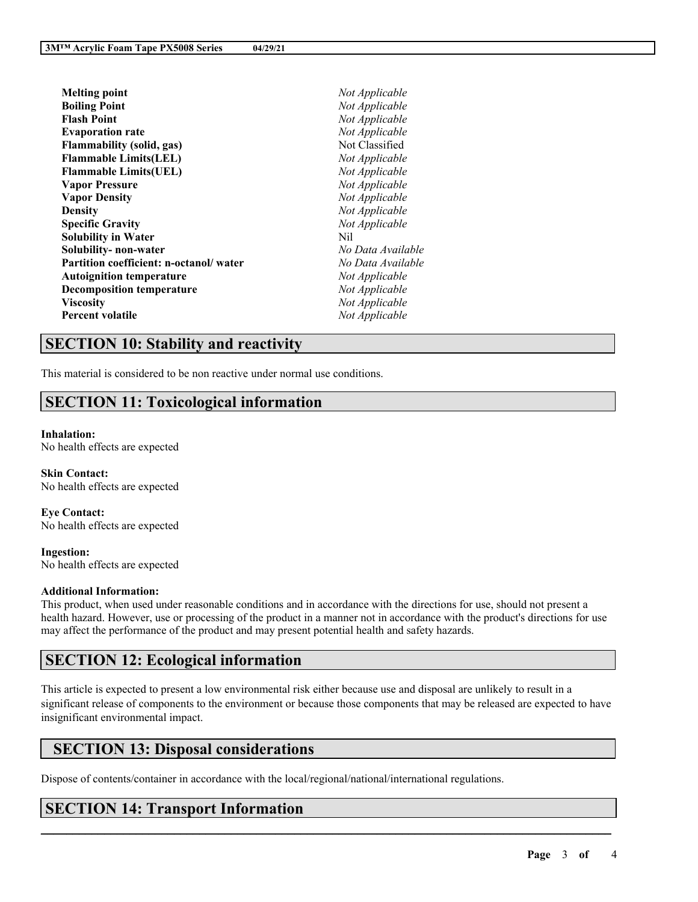| | |
|---|---|
| **Melting point** | *Not Applicable* |
| **Boiling Point** | *Not Applicable* |
| **Flash Point** | *Not Applicable* |
| **Evaporation rate** | *Not Applicable* |
| **Flammability (solid, gas)** | Not Classified |
| **Flammable Limits(LEL)** | *Not Applicable* |
| **Flammable Limits(UEL)** | *Not Applicable* |
| **Vapor Pressure** | *Not Applicable* |
| **Vapor Density** | *Not Applicable* |
| **Density** | *Not Applicable* |
| **Specific Gravity** | *Not Applicable* |
| **Solubility in Water** | Nil |
| **Solubility- non-water** | *No Data Available* |
| **Partition coefficient: n-octanol/ water** | *No Data Available* |
| **Autoignition temperature** | *Not Applicable* |
| **Decomposition temperature** | *Not Applicable* |
| **Viscosity** | *Not Applicable* |
| **Percent volatile** | *Not Applicable* |

## SECTION 10: Stability and reactivity

This material is considered to be non reactive under normal use conditions.

## SECTION 11: Toxicological information

**Inhalation:**
No health effects are expected

**Skin Contact:**
No health effects are expected

**Eye Contact:**
No health effects are expected

**Ingestion:**
No health effects are expected

**Additional Information:**
This product, when used under reasonable conditions and in accordance with the directions for use, should not present a health hazard. However, use or processing of the product in a manner not in accordance with the product's directions for use may affect the performance of the product and may present potential health and safety hazards.

## SECTION 12: Ecological information

This article is expected to present a low environmental risk either because use and disposal are unlikely to result in a significant release of components to the environment or because those components that may be released are expected to have insignificant environmental impact.

## SECTION 13: Disposal considerations

Dispose of contents/container in accordance with the local/regional/national/international regulations.

## SECTION 14: Transport Information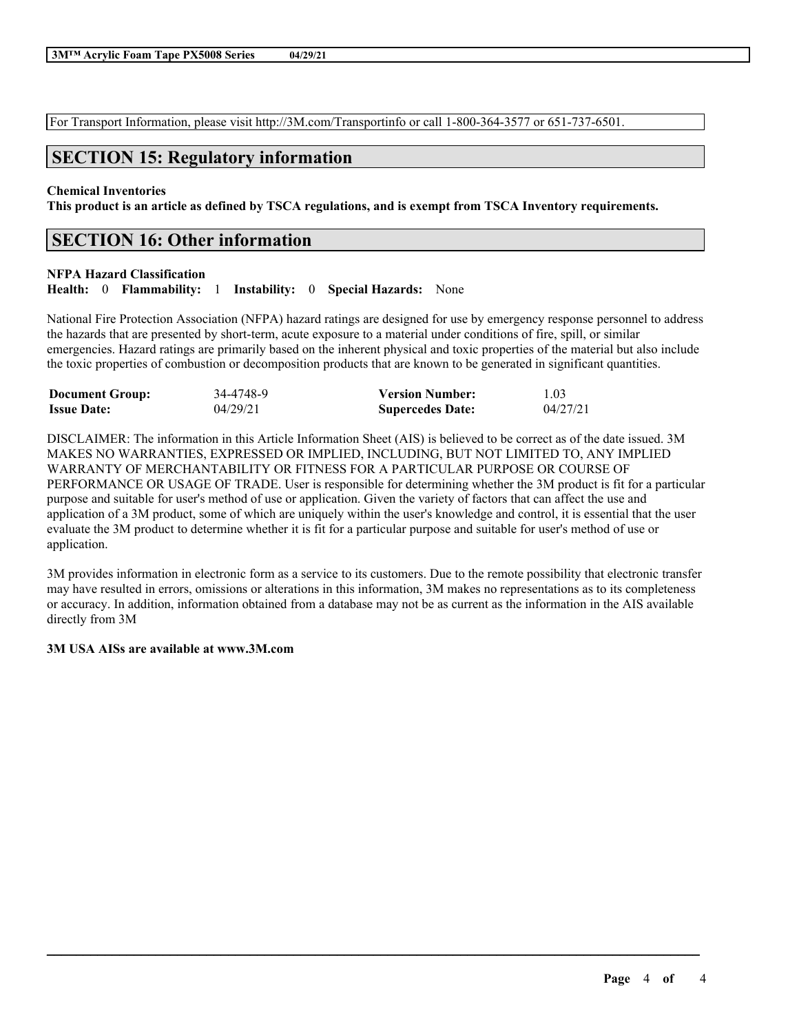For Transport Information, please visit http://3M.com/Transportinfo or call 1-800-364-3577 or 651-737-6501.

## SECTION 15: Regulatory information

**Chemical Inventories**

**This product is an article as defined by TSCA regulations, and is exempt from TSCA Inventory requirements.**

## SECTION 16: Other information

**NFPA Hazard Classification**

**Health:** 0 **Flammability:** 1 **Instability:** 0 **Special Hazards:** None

National Fire Protection Association (NFPA) hazard ratings are designed for use by emergency response personnel to address the hazards that are presented by short-term, acute exposure to a material under conditions of fire, spill, or similar emergencies. Hazard ratings are primarily based on the inherent physical and toxic properties of the material but also include the toxic properties of combustion or decomposition products that are known to be generated in significant quantities.

| | | | |
|---|---|---|---|
| **Document Group:** | 34-4748-9 | **Version Number:** | 1.03 |
| **Issue Date:** | 04/29/21 | **Supercedes Date:** | 04/27/21 |

DISCLAIMER: The information in this Article Information Sheet (AIS) is believed to be correct as of the date issued. 3M MAKES NO WARRANTIES, EXPRESSED OR IMPLIED, INCLUDING, BUT NOT LIMITED TO, ANY IMPLIED WARRANTY OF MERCHANTABILITY OR FITNESS FOR A PARTICULAR PURPOSE OR COURSE OF PERFORMANCE OR USAGE OF TRADE. User is responsible for determining whether the 3M product is fit for a particular purpose and suitable for user's method of use or application. Given the variety of factors that can affect the use and application of a 3M product, some of which are uniquely within the user's knowledge and control, it is essential that the user evaluate the 3M product to determine whether it is fit for a particular purpose and suitable for user's method of use or application.

3M provides information in electronic form as a service to its customers. Due to the remote possibility that electronic transfer may have resulted in errors, omissions or alterations in this information, 3M makes no representations as to its completeness or accuracy. In addition, information obtained from a database may not be as current as the information in the AIS available directly from 3M

**3M USA AISs are available at www.3M.com**